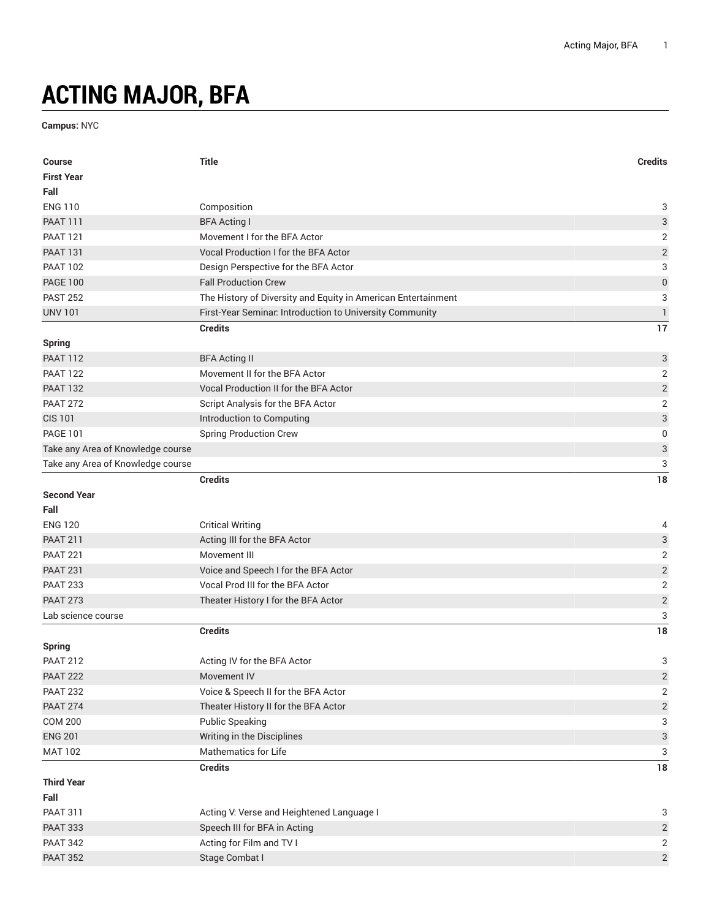# ACTING MAJOR, BFA

**Campus:** NYC

| Course | Title | Credits |
|---|---|---|
| **First Year** | | |
| **Fall** | | |
| ENG 110 | Composition | 3 |
| PAAT 111 | BFA Acting I | 3 |
| PAAT 121 | Movement I for the BFA Actor | 2 |
| PAAT 131 | Vocal Production I for the BFA Actor | 2 |
| PAAT 102 | Design Perspective for the BFA Actor | 3 |
| PAGE 100 | Fall Production Crew | 0 |
| PAST 252 | The History of Diversity and Equity in American Entertainment | 3 |
| UNV 101 | First-Year Seminar: Introduction to University Community | 1 |
| | **Credits** | **17** |
| **Spring** | | |
| PAAT 112 | BFA Acting II | 3 |
| PAAT 122 | Movement II for the BFA Actor | 2 |
| PAAT 132 | Vocal Production II for the BFA Actor | 2 |
| PAAT 272 | Script Analysis for the BFA Actor | 2 |
| CIS 101 | Introduction to Computing | 3 |
| PAGE 101 | Spring Production Crew | 0 |
| Take any Area of Knowledge course | | 3 |
| Take any Area of Knowledge course | | 3 |
| | **Credits** | **18** |
| **Second Year** | | |
| **Fall** | | |
| ENG 120 | Critical Writing | 4 |
| PAAT 211 | Acting III for the BFA Actor | 3 |
| PAAT 221 | Movement III | 2 |
| PAAT 231 | Voice and Speech I for the BFA Actor | 2 |
| PAAT 233 | Vocal Prod III for the BFA Actor | 2 |
| PAAT 273 | Theater History I for the BFA Actor | 2 |
| Lab science course | | 3 |
| | **Credits** | **18** |
| **Spring** | | |
| PAAT 212 | Acting IV for the BFA Actor | 3 |
| PAAT 222 | Movement IV | 2 |
| PAAT 232 | Voice & Speech II for the BFA Actor | 2 |
| PAAT 274 | Theater History II for the BFA Actor | 2 |
| COM 200 | Public Speaking | 3 |
| ENG 201 | Writing in the Disciplines | 3 |
| MAT 102 | Mathematics for Life | 3 |
| | **Credits** | **18** |
| **Third Year** | | |
| **Fall** | | |
| PAAT 311 | Acting V: Verse and Heightened Language I | 3 |
| PAAT 333 | Speech III for BFA in Acting | 2 |
| PAAT 342 | Acting for Film and TV I | 2 |
| PAAT 352 | Stage Combat I | 2 |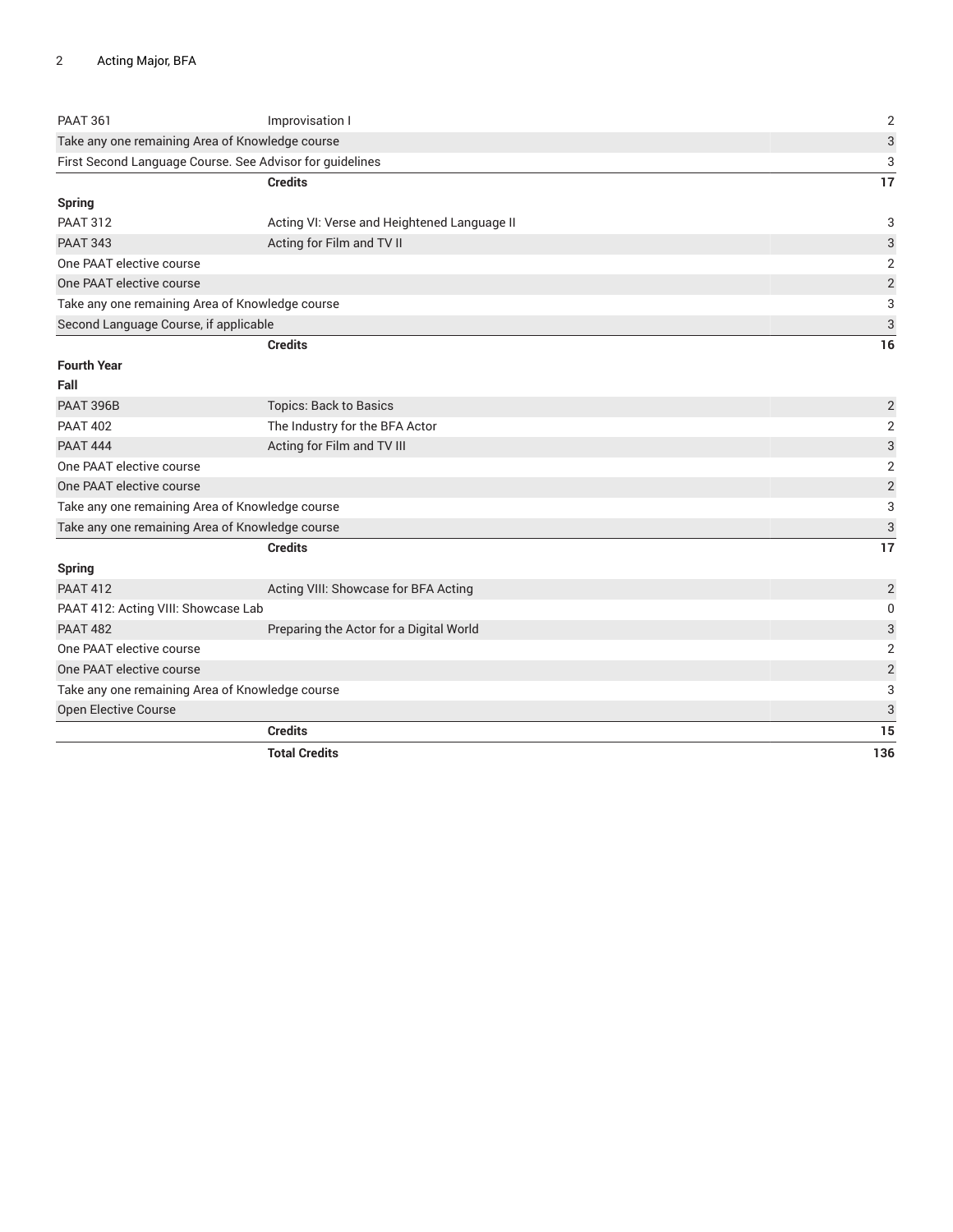| | | |
|---|---|---|
| PAAT 361 | Improvisation I | 2 |
| Take any one remaining Area of Knowledge course | | 3 |
| First Second Language Course. See Advisor for guidelines | | 3 |
| | **Credits** | **17** |
| **Spring** | | |
| PAAT 312 | Acting VI: Verse and Heightened Language II | 3 |
| PAAT 343 | Acting for Film and TV II | 3 |
| One PAAT elective course | | 2 |
| One PAAT elective course | | 2 |
| Take any one remaining Area of Knowledge course | | 3 |
| Second Language Course, if applicable | | 3 |
| | **Credits** | **16** |
| **Fourth Year** | | |
| **Fall** | | |
| PAAT 396B | Topics: Back to Basics | 2 |
| PAAT 402 | The Industry for the BFA Actor | 2 |
| PAAT 444 | Acting for Film and TV III | 3 |
| One PAAT elective course | | 2 |
| One PAAT elective course | | 2 |
| Take any one remaining Area of Knowledge course | | 3 |
| Take any one remaining Area of Knowledge course | | 3 |
| | **Credits** | **17** |
| **Spring** | | |
| PAAT 412 | Acting VIII: Showcase for BFA Acting | 2 |
| PAAT 412: Acting VIII: Showcase Lab | | 0 |
| PAAT 482 | Preparing the Actor for a Digital World | 3 |
| One PAAT elective course | | 2 |
| One PAAT elective course | | 2 |
| Take any one remaining Area of Knowledge course | | 3 |
| Open Elective Course | | 3 |
| | **Credits** | **15** |
| | **Total Credits** | **136** |